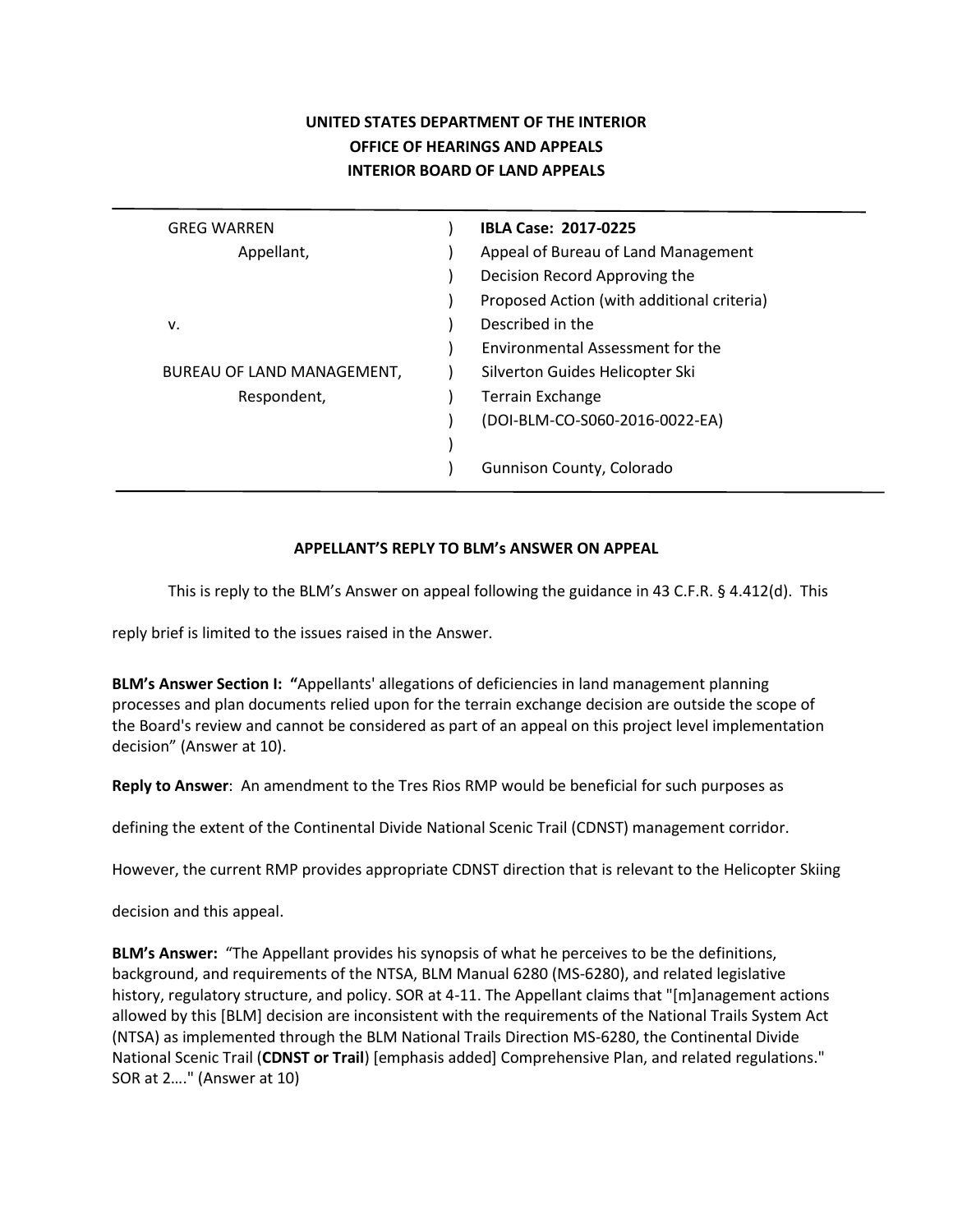**UNITED STATES DEPARTMENT OF THE INTERIOR**
**OFFICE OF HEARINGS AND APPEALS**
**INTERIOR BOARD OF LAND APPEALS**

| | | |
|---|---|---|
| GREG WARREN | ) | **IBLA Case: 2017-0225** |
| Appellant, | ) | Appeal of Bureau of Land Management |
| | ) | Decision Record Approving the |
| | ) | Proposed Action (with additional criteria) |
| v. | ) | Described in the |
| | ) | Environmental Assessment for the |
| BUREAU OF LAND MANAGEMENT, | ) | Silverton Guides Helicopter Ski |
| Respondent, | ) | Terrain Exchange |
| | ) | (DOI-BLM-CO-S060-2016-0022-EA) |
| | ) | |
| | ) | Gunnison County, Colorado |

**APPELLANT'S REPLY TO BLM's ANSWER ON APPEAL**

This is reply to the BLM's Answer on appeal following the guidance in 43 C.F.R. § 4.412(d). This reply brief is limited to the issues raised in the Answer.

**BLM's Answer Section I: "**Appellants' allegations of deficiencies in land management planning processes and plan documents relied upon for the terrain exchange decision are outside the scope of the Board's review and cannot be considered as part of an appeal on this project level implementation decision" (Answer at 10).

**Reply to Answer**: An amendment to the Tres Rios RMP would be beneficial for such purposes as defining the extent of the Continental Divide National Scenic Trail (CDNST) management corridor. However, the current RMP provides appropriate CDNST direction that is relevant to the Helicopter Skiing decision and this appeal.

**BLM's Answer:** "The Appellant provides his synopsis of what he perceives to be the definitions, background, and requirements of the NTSA, BLM Manual 6280 (MS-6280), and related legislative history, regulatory structure, and policy. SOR at 4-11. The Appellant claims that "[m]anagement actions allowed by this [BLM] decision are inconsistent with the requirements of the National Trails System Act (NTSA) as implemented through the BLM National Trails Direction MS-6280, the Continental Divide National Scenic Trail (**CDNST or Trail**) [emphasis added] Comprehensive Plan, and related regulations." SOR at 2…." (Answer at 10)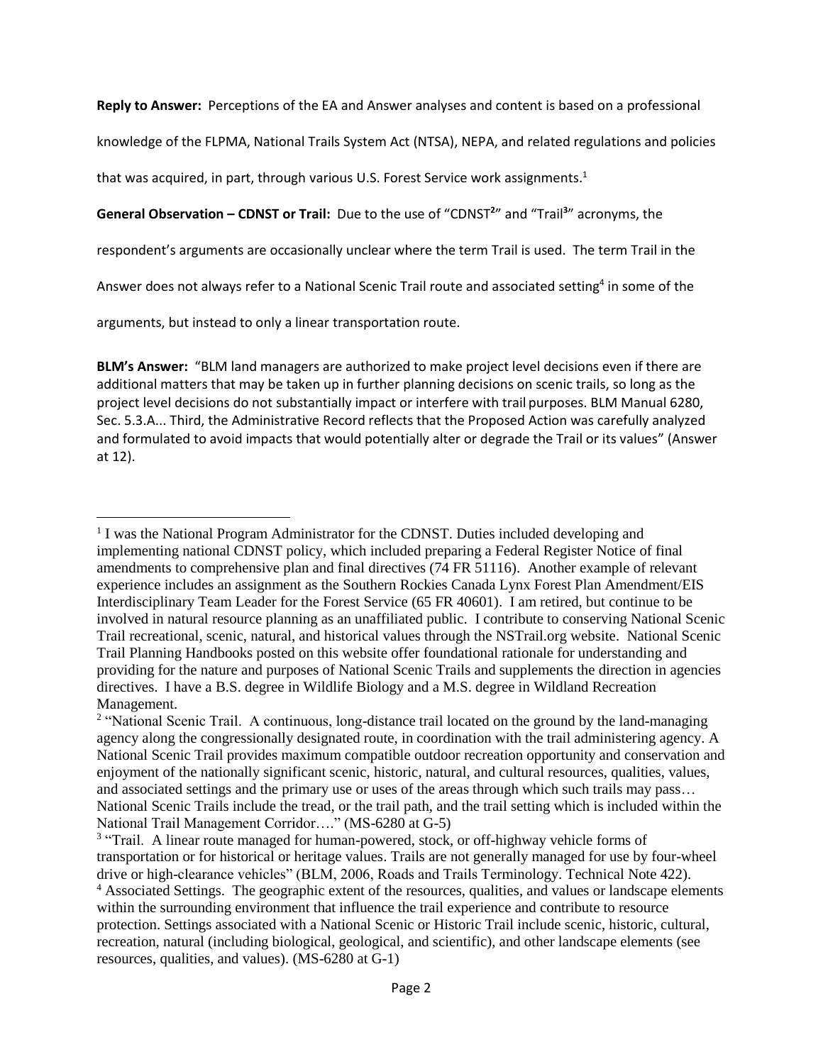**Reply to Answer:** Perceptions of the EA and Answer analyses and content is based on a professional knowledge of the FLPMA, National Trails System Act (NTSA), NEPA, and related regulations and policies that was acquired, in part, through various U.S. Forest Service work assignments.[1]

**General Observation – CDNST or Trail:** Due to the use of "CDNST[2]" and "Trail[3]" acronyms, the respondent's arguments are occasionally unclear where the term Trail is used. The term Trail in the Answer does not always refer to a National Scenic Trail route and associated setting[4] in some of the arguments, but instead to only a linear transportation route.

**BLM's Answer:** "BLM land managers are authorized to make project level decisions even if there are additional matters that may be taken up in further planning decisions on scenic trails, so long as the project level decisions do not substantially impact or interfere with trail purposes. BLM Manual 6280, Sec. 5.3.A... Third, the Administrative Record reflects that the Proposed Action was carefully analyzed and formulated to avoid impacts that would potentially alter or degrade the Trail or its values" (Answer at 12).

---

[1] I was the National Program Administrator for the CDNST. Duties included developing and implementing national CDNST policy, which included preparing a Federal Register Notice of final amendments to comprehensive plan and final directives (74 FR 51116). Another example of relevant experience includes an assignment as the Southern Rockies Canada Lynx Forest Plan Amendment/EIS Interdisciplinary Team Leader for the Forest Service (65 FR 40601). I am retired, but continue to be involved in natural resource planning as an unaffiliated public. I contribute to conserving National Scenic Trail recreational, scenic, natural, and historical values through the NSTrail.org website. National Scenic Trail Planning Handbooks posted on this website offer foundational rationale for understanding and providing for the nature and purposes of National Scenic Trails and supplements the direction in agencies directives. I have a B.S. degree in Wildlife Biology and a M.S. degree in Wildland Recreation Management.

[2] "National Scenic Trail. A continuous, long-distance trail located on the ground by the land-managing agency along the congressionally designated route, in coordination with the trail administering agency. A National Scenic Trail provides maximum compatible outdoor recreation opportunity and conservation and enjoyment of the nationally significant scenic, historic, natural, and cultural resources, qualities, values, and associated settings and the primary use or uses of the areas through which such trails may pass… National Scenic Trails include the tread, or the trail path, and the trail setting which is included within the National Trail Management Corridor…." (MS-6280 at G-5)

[3] "Trail. A linear route managed for human-powered, stock, or off-highway vehicle forms of transportation or for historical or heritage values. Trails are not generally managed for use by four-wheel drive or high-clearance vehicles" (BLM, 2006, Roads and Trails Terminology. Technical Note 422).

[4] Associated Settings. The geographic extent of the resources, qualities, and values or landscape elements within the surrounding environment that influence the trail experience and contribute to resource protection. Settings associated with a National Scenic or Historic Trail include scenic, historic, cultural, recreation, natural (including biological, geological, and scientific), and other landscape elements (see resources, qualities, and values). (MS-6280 at G-1)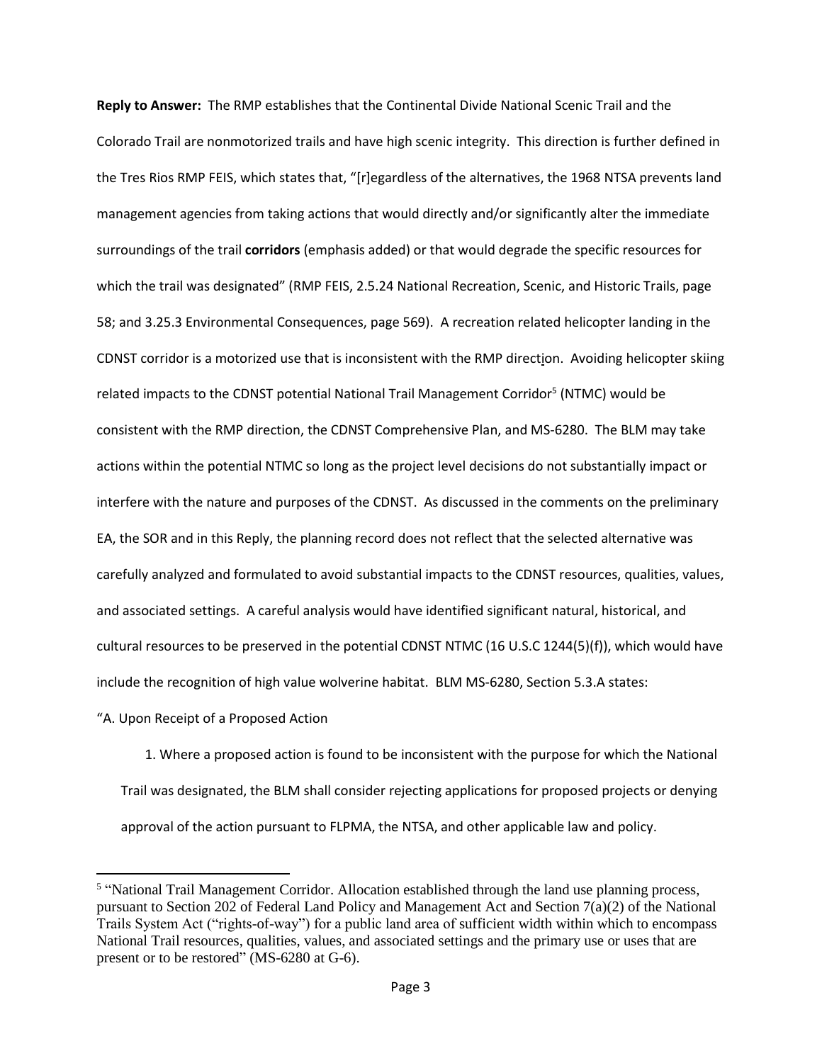**Reply to Answer:** The RMP establishes that the Continental Divide National Scenic Trail and the Colorado Trail are nonmotorized trails and have high scenic integrity. This direction is further defined in the Tres Rios RMP FEIS, which states that, "[r]egardless of the alternatives, the 1968 NTSA prevents land management agencies from taking actions that would directly and/or significantly alter the immediate surroundings of the trail **corridors** (emphasis added) or that would degrade the specific resources for which the trail was designated" (RMP FEIS, 2.5.24 National Recreation, Scenic, and Historic Trails, page 58; and 3.25.3 Environmental Consequences, page 569). A recreation related helicopter landing in the CDNST corridor is a motorized use that is inconsistent with the RMP direction. Avoiding helicopter skiing related impacts to the CDNST potential National Trail Management Corridor[5] (NTMC) would be consistent with the RMP direction, the CDNST Comprehensive Plan, and MS-6280. The BLM may take actions within the potential NTMC so long as the project level decisions do not substantially impact or interfere with the nature and purposes of the CDNST. As discussed in the comments on the preliminary EA, the SOR and in this Reply, the planning record does not reflect that the selected alternative was carefully analyzed and formulated to avoid substantial impacts to the CDNST resources, qualities, values, and associated settings. A careful analysis would have identified significant natural, historical, and cultural resources to be preserved in the potential CDNST NTMC (16 U.S.C 1244(5)(f)), which would have include the recognition of high value wolverine habitat. BLM MS-6280, Section 5.3.A states:

"A. Upon Receipt of a Proposed Action

1. Where a proposed action is found to be inconsistent with the purpose for which the National Trail was designated, the BLM shall consider rejecting applications for proposed projects or denying approval of the action pursuant to FLPMA, the NTSA, and other applicable law and policy.

---

[5] "National Trail Management Corridor. Allocation established through the land use planning process, pursuant to Section 202 of Federal Land Policy and Management Act and Section 7(a)(2) of the National Trails System Act ("rights-of-way") for a public land area of sufficient width within which to encompass National Trail resources, qualities, values, and associated settings and the primary use or uses that are present or to be restored" (MS-6280 at G-6).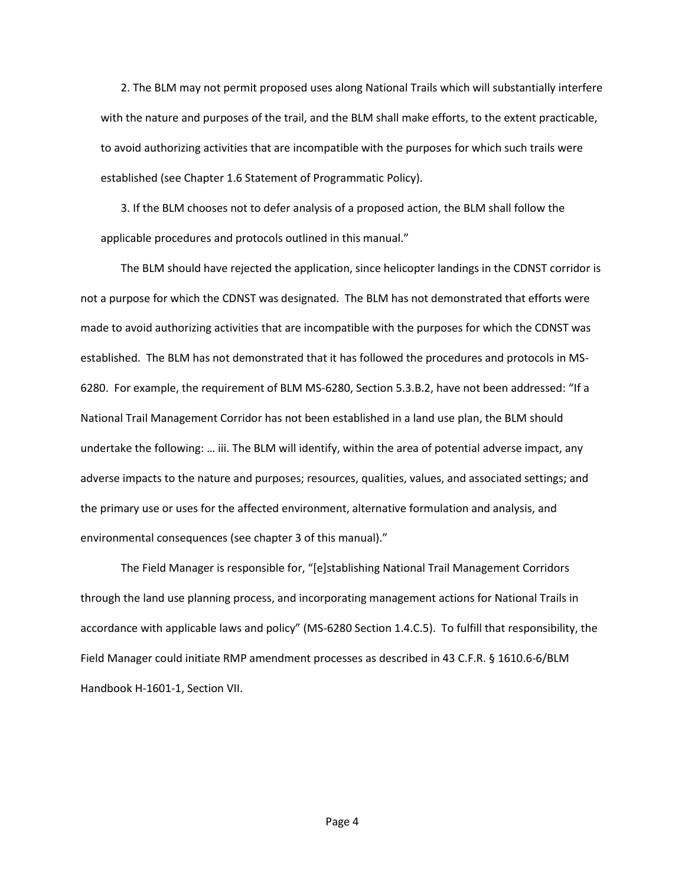2. The BLM may not permit proposed uses along National Trails which will substantially interfere with the nature and purposes of the trail, and the BLM shall make efforts, to the extent practicable, to avoid authorizing activities that are incompatible with the purposes for which such trails were established (see Chapter 1.6 Statement of Programmatic Policy).

3. If the BLM chooses not to defer analysis of a proposed action, the BLM shall follow the applicable procedures and protocols outlined in this manual."

The BLM should have rejected the application, since helicopter landings in the CDNST corridor is not a purpose for which the CDNST was designated. The BLM has not demonstrated that efforts were made to avoid authorizing activities that are incompatible with the purposes for which the CDNST was established. The BLM has not demonstrated that it has followed the procedures and protocols in MS-6280. For example, the requirement of BLM MS-6280, Section 5.3.B.2, have not been addressed: "If a National Trail Management Corridor has not been established in a land use plan, the BLM should undertake the following: … iii. The BLM will identify, within the area of potential adverse impact, any adverse impacts to the nature and purposes; resources, qualities, values, and associated settings; and the primary use or uses for the affected environment, alternative formulation and analysis, and environmental consequences (see chapter 3 of this manual)."

The Field Manager is responsible for, "[e]stablishing National Trail Management Corridors through the land use planning process, and incorporating management actions for National Trails in accordance with applicable laws and policy" (MS-6280 Section 1.4.C.5). To fulfill that responsibility, the Field Manager could initiate RMP amendment processes as described in 43 C.F.R. § 1610.6-6/BLM Handbook H-1601-1, Section VII.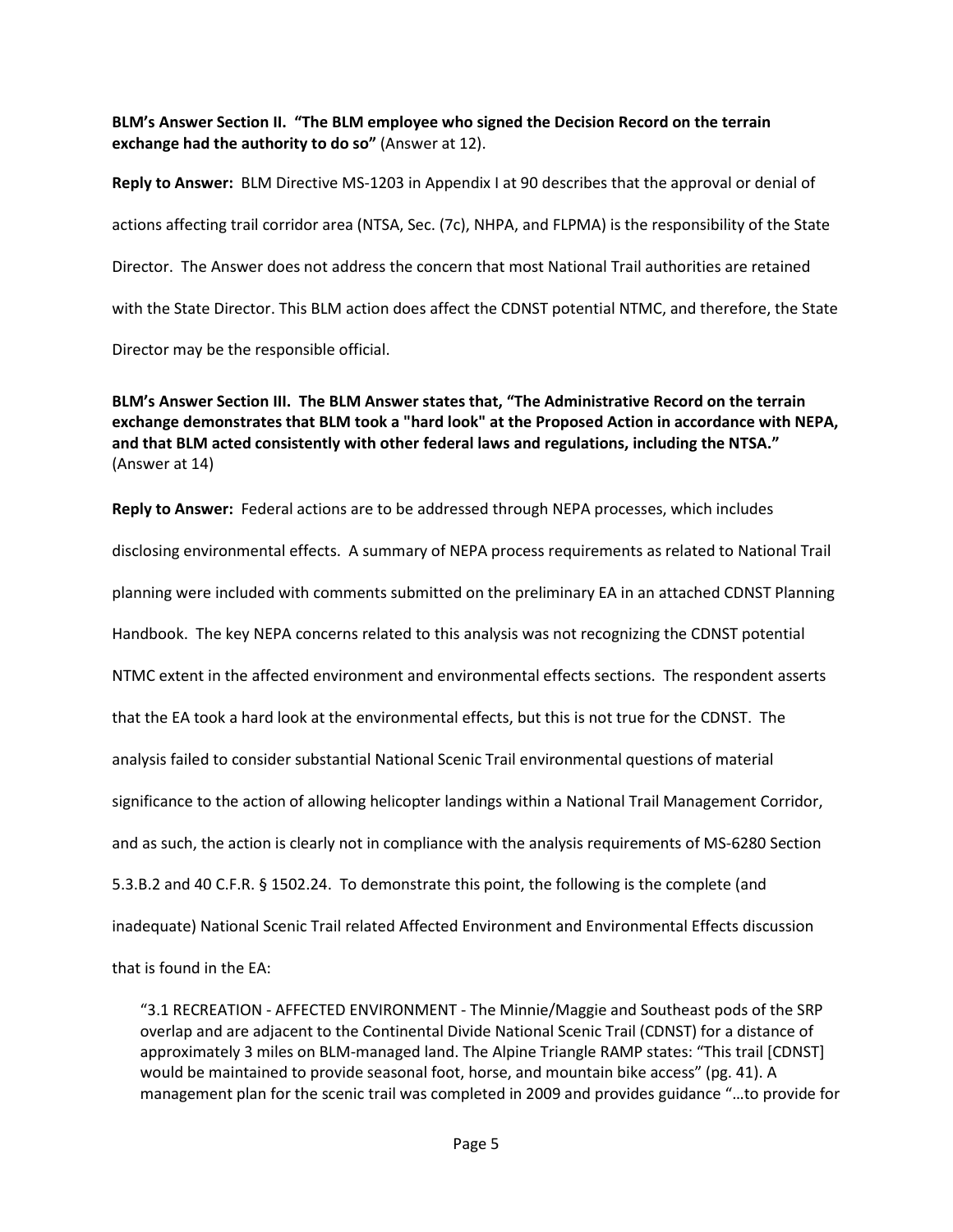**BLM's Answer Section II. "The BLM employee who signed the Decision Record on the terrain exchange had the authority to do so"** (Answer at 12).

**Reply to Answer:** BLM Directive MS-1203 in Appendix I at 90 describes that the approval or denial of actions affecting trail corridor area (NTSA, Sec. (7c), NHPA, and FLPMA) is the responsibility of the State Director. The Answer does not address the concern that most National Trail authorities are retained with the State Director. This BLM action does affect the CDNST potential NTMC, and therefore, the State Director may be the responsible official.

**BLM's Answer Section III. The BLM Answer states that, "The Administrative Record on the terrain exchange demonstrates that BLM took a "hard look" at the Proposed Action in accordance with NEPA, and that BLM acted consistently with other federal laws and regulations, including the NTSA."** (Answer at 14)

**Reply to Answer:** Federal actions are to be addressed through NEPA processes, which includes disclosing environmental effects. A summary of NEPA process requirements as related to National Trail planning were included with comments submitted on the preliminary EA in an attached CDNST Planning Handbook. The key NEPA concerns related to this analysis was not recognizing the CDNST potential NTMC extent in the affected environment and environmental effects sections. The respondent asserts that the EA took a hard look at the environmental effects, but this is not true for the CDNST. The analysis failed to consider substantial National Scenic Trail environmental questions of material significance to the action of allowing helicopter landings within a National Trail Management Corridor, and as such, the action is clearly not in compliance with the analysis requirements of MS-6280 Section 5.3.B.2 and 40 C.F.R. § 1502.24. To demonstrate this point, the following is the complete (and inadequate) National Scenic Trail related Affected Environment and Environmental Effects discussion that is found in the EA:

> "3.1 RECREATION - AFFECTED ENVIRONMENT - The Minnie/Maggie and Southeast pods of the SRP overlap and are adjacent to the Continental Divide National Scenic Trail (CDNST) for a distance of approximately 3 miles on BLM-managed land. The Alpine Triangle RAMP states: "This trail [CDNST] would be maintained to provide seasonal foot, horse, and mountain bike access" (pg. 41). A management plan for the scenic trail was completed in 2009 and provides guidance "…to provide for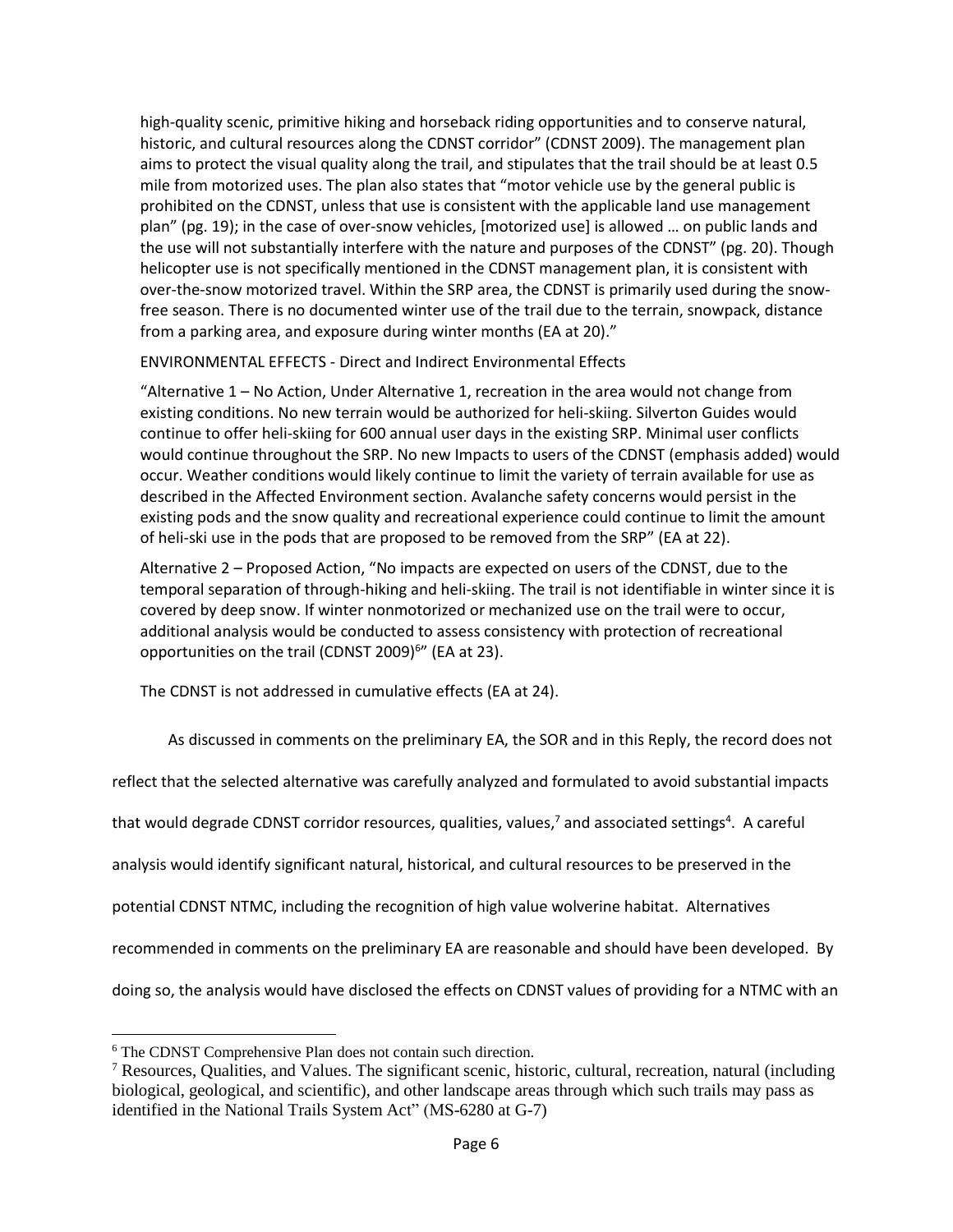high-quality scenic, primitive hiking and horseback riding opportunities and to conserve natural, historic, and cultural resources along the CDNST corridor" (CDNST 2009). The management plan aims to protect the visual quality along the trail, and stipulates that the trail should be at least 0.5 mile from motorized uses. The plan also states that "motor vehicle use by the general public is prohibited on the CDNST, unless that use is consistent with the applicable land use management plan" (pg. 19); in the case of over-snow vehicles, [motorized use] is allowed … on public lands and the use will not substantially interfere with the nature and purposes of the CDNST" (pg. 20). Though helicopter use is not specifically mentioned in the CDNST management plan, it is consistent with over-the-snow motorized travel. Within the SRP area, the CDNST is primarily used during the snow-free season. There is no documented winter use of the trail due to the terrain, snowpack, distance from a parking area, and exposure during winter months (EA at 20)."

ENVIRONMENTAL EFFECTS - Direct and Indirect Environmental Effects

"Alternative 1 – No Action, Under Alternative 1, recreation in the area would not change from existing conditions. No new terrain would be authorized for heli-skiing. Silverton Guides would continue to offer heli-skiing for 600 annual user days in the existing SRP. Minimal user conflicts would continue throughout the SRP. No new Impacts to users of the CDNST (emphasis added) would occur. Weather conditions would likely continue to limit the variety of terrain available for use as described in the Affected Environment section. Avalanche safety concerns would persist in the existing pods and the snow quality and recreational experience could continue to limit the amount of heli-ski use in the pods that are proposed to be removed from the SRP" (EA at 22).

Alternative 2 – Proposed Action, "No impacts are expected on users of the CDNST, due to the temporal separation of through-hiking and heli-skiing. The trail is not identifiable in winter since it is covered by deep snow. If winter nonmotorized or mechanized use on the trail were to occur, additional analysis would be conducted to assess consistency with protection of recreational opportunities on the trail (CDNST 2009)[6]" (EA at 23).

The CDNST is not addressed in cumulative effects (EA at 24).

As discussed in comments on the preliminary EA, the SOR and in this Reply, the record does not reflect that the selected alternative was carefully analyzed and formulated to avoid substantial impacts that would degrade CDNST corridor resources, qualities, values,[7] and associated settings[4]. A careful analysis would identify significant natural, historical, and cultural resources to be preserved in the potential CDNST NTMC, including the recognition of high value wolverine habitat. Alternatives recommended in comments on the preliminary EA are reasonable and should have been developed. By doing so, the analysis would have disclosed the effects on CDNST values of providing for a NTMC with an

---

[6] The CDNST Comprehensive Plan does not contain such direction.

[7] Resources, Qualities, and Values. The significant scenic, historic, cultural, recreation, natural (including biological, geological, and scientific), and other landscape areas through which such trails may pass as identified in the National Trails System Act" (MS-6280 at G-7)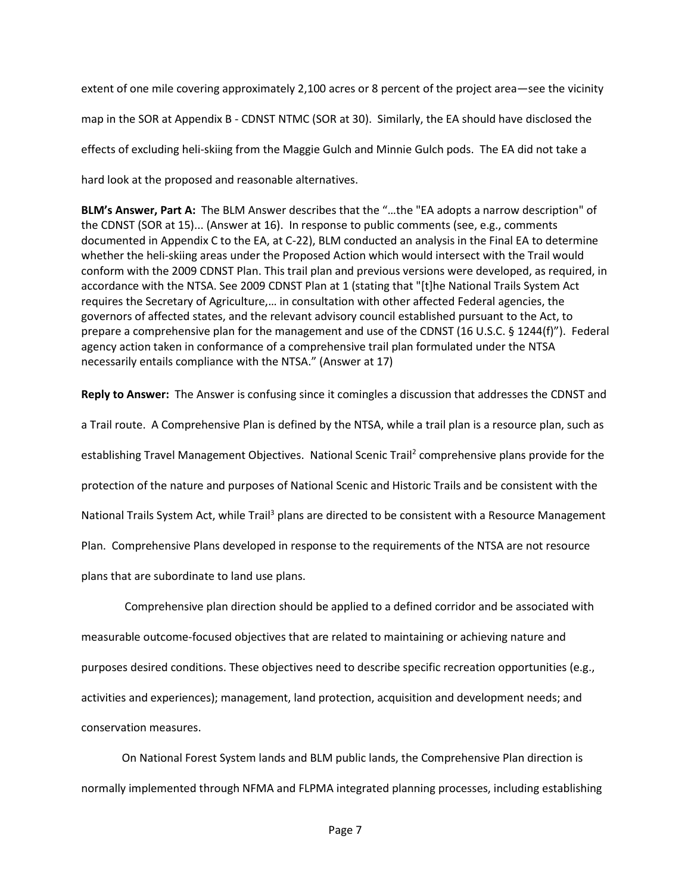extent of one mile covering approximately 2,100 acres or 8 percent of the project area—see the vicinity map in the SOR at Appendix B - CDNST NTMC (SOR at 30). Similarly, the EA should have disclosed the effects of excluding heli-skiing from the Maggie Gulch and Minnie Gulch pods. The EA did not take a hard look at the proposed and reasonable alternatives.

**BLM's Answer, Part A:** The BLM Answer describes that the "…the "EA adopts a narrow description" of the CDNST (SOR at 15)... (Answer at 16). In response to public comments (see, e.g., comments documented in Appendix C to the EA, at C-22), BLM conducted an analysis in the Final EA to determine whether the heli-skiing areas under the Proposed Action which would intersect with the Trail would conform with the 2009 CDNST Plan. This trail plan and previous versions were developed, as required, in accordance with the NTSA. See 2009 CDNST Plan at 1 (stating that "[t]he National Trails System Act requires the Secretary of Agriculture,… in consultation with other affected Federal agencies, the governors of affected states, and the relevant advisory council established pursuant to the Act, to prepare a comprehensive plan for the management and use of the CDNST (16 U.S.C. § 1244(f)"). Federal agency action taken in conformance of a comprehensive trail plan formulated under the NTSA necessarily entails compliance with the NTSA." (Answer at 17)

**Reply to Answer:** The Answer is confusing since it comingles a discussion that addresses the CDNST and a Trail route. A Comprehensive Plan is defined by the NTSA, while a trail plan is a resource plan, such as establishing Travel Management Objectives. National Scenic Trail[2] comprehensive plans provide for the protection of the nature and purposes of National Scenic and Historic Trails and be consistent with the National Trails System Act, while Trail[3] plans are directed to be consistent with a Resource Management Plan. Comprehensive Plans developed in response to the requirements of the NTSA are not resource plans that are subordinate to land use plans.

Comprehensive plan direction should be applied to a defined corridor and be associated with measurable outcome-focused objectives that are related to maintaining or achieving nature and purposes desired conditions. These objectives need to describe specific recreation opportunities (e.g., activities and experiences); management, land protection, acquisition and development needs; and conservation measures.

On National Forest System lands and BLM public lands, the Comprehensive Plan direction is normally implemented through NFMA and FLPMA integrated planning processes, including establishing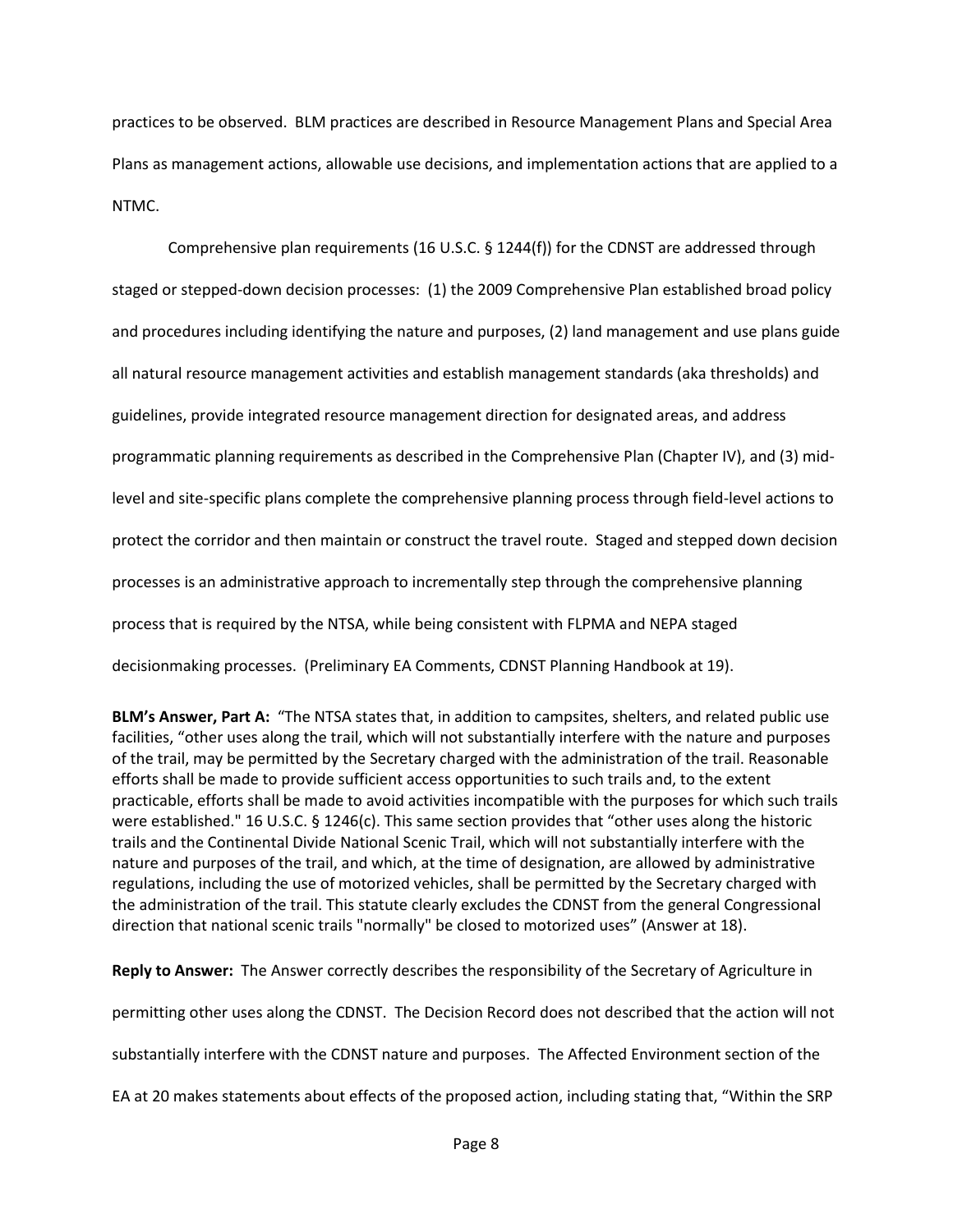practices to be observed. BLM practices are described in Resource Management Plans and Special Area Plans as management actions, allowable use decisions, and implementation actions that are applied to a NTMC.

Comprehensive plan requirements (16 U.S.C. § 1244(f)) for the CDNST are addressed through staged or stepped-down decision processes: (1) the 2009 Comprehensive Plan established broad policy and procedures including identifying the nature and purposes, (2) land management and use plans guide all natural resource management activities and establish management standards (aka thresholds) and guidelines, provide integrated resource management direction for designated areas, and address programmatic planning requirements as described in the Comprehensive Plan (Chapter IV), and (3) mid-level and site-specific plans complete the comprehensive planning process through field-level actions to protect the corridor and then maintain or construct the travel route. Staged and stepped down decision processes is an administrative approach to incrementally step through the comprehensive planning process that is required by the NTSA, while being consistent with FLPMA and NEPA staged decisionmaking processes. (Preliminary EA Comments, CDNST Planning Handbook at 19).

**BLM's Answer, Part A:** "The NTSA states that, in addition to campsites, shelters, and related public use facilities, "other uses along the trail, which will not substantially interfere with the nature and purposes of the trail, may be permitted by the Secretary charged with the administration of the trail. Reasonable efforts shall be made to provide sufficient access opportunities to such trails and, to the extent practicable, efforts shall be made to avoid activities incompatible with the purposes for which such trails were established." 16 U.S.C. § 1246(c). This same section provides that "other uses along the historic trails and the Continental Divide National Scenic Trail, which will not substantially interfere with the nature and purposes of the trail, and which, at the time of designation, are allowed by administrative regulations, including the use of motorized vehicles, shall be permitted by the Secretary charged with the administration of the trail. This statute clearly excludes the CDNST from the general Congressional direction that national scenic trails "normally" be closed to motorized uses" (Answer at 18).

**Reply to Answer:** The Answer correctly describes the responsibility of the Secretary of Agriculture in permitting other uses along the CDNST. The Decision Record does not described that the action will not substantially interfere with the CDNST nature and purposes. The Affected Environment section of the EA at 20 makes statements about effects of the proposed action, including stating that, "Within the SRP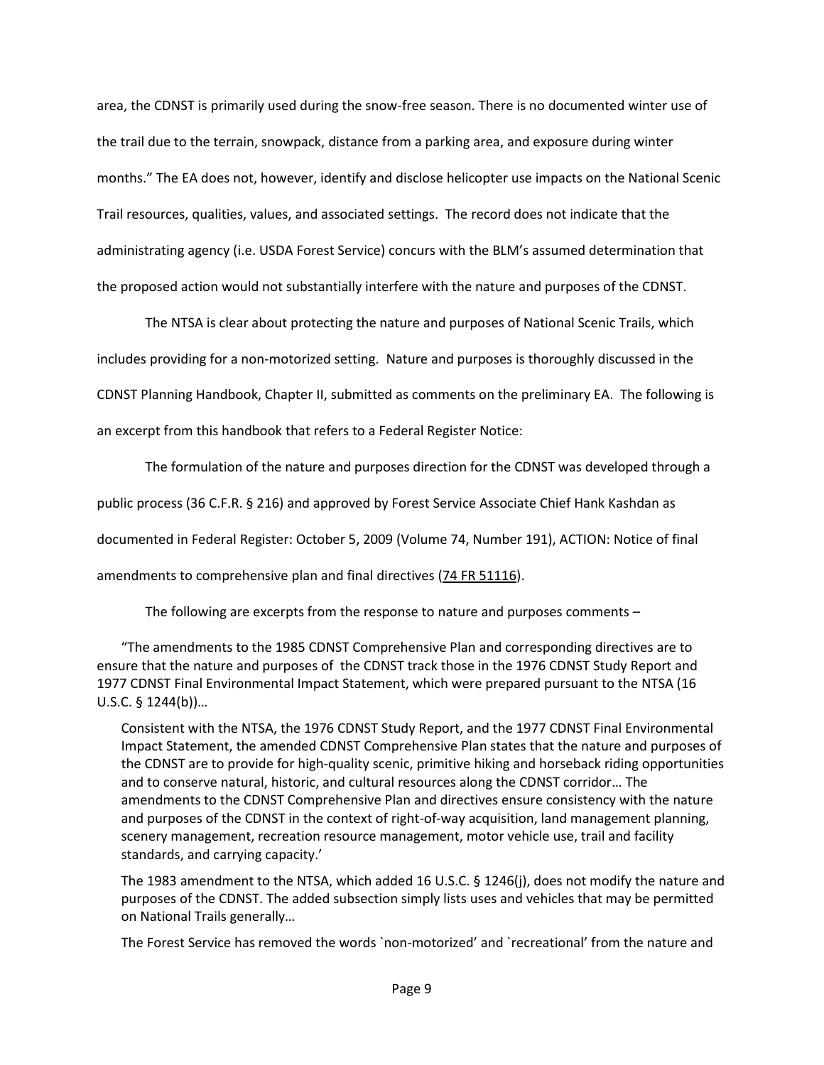area, the CDNST is primarily used during the snow-free season. There is no documented winter use of the trail due to the terrain, snowpack, distance from a parking area, and exposure during winter months." The EA does not, however, identify and disclose helicopter use impacts on the National Scenic Trail resources, qualities, values, and associated settings. The record does not indicate that the administrating agency (i.e. USDA Forest Service) concurs with the BLM's assumed determination that the proposed action would not substantially interfere with the nature and purposes of the CDNST.

The NTSA is clear about protecting the nature and purposes of National Scenic Trails, which includes providing for a non-motorized setting. Nature and purposes is thoroughly discussed in the CDNST Planning Handbook, Chapter II, submitted as comments on the preliminary EA. The following is an excerpt from this handbook that refers to a Federal Register Notice:

The formulation of the nature and purposes direction for the CDNST was developed through a public process (36 C.F.R. § 216) and approved by Forest Service Associate Chief Hank Kashdan as documented in Federal Register: October 5, 2009 (Volume 74, Number 191), ACTION: Notice of final amendments to comprehensive plan and final directives (74 FR 51116).

The following are excerpts from the response to nature and purposes comments –

> "The amendments to the 1985 CDNST Comprehensive Plan and corresponding directives are to ensure that the nature and purposes of the CDNST track those in the 1976 CDNST Study Report and 1977 CDNST Final Environmental Impact Statement, which were prepared pursuant to the NTSA (16 U.S.C. § 1244(b))…
>
> Consistent with the NTSA, the 1976 CDNST Study Report, and the 1977 CDNST Final Environmental Impact Statement, the amended CDNST Comprehensive Plan states that the nature and purposes of the CDNST are to provide for high-quality scenic, primitive hiking and horseback riding opportunities and to conserve natural, historic, and cultural resources along the CDNST corridor… The amendments to the CDNST Comprehensive Plan and directives ensure consistency with the nature and purposes of the CDNST in the context of right-of-way acquisition, land management planning, scenery management, recreation resource management, motor vehicle use, trail and facility standards, and carrying capacity.'
>
> The 1983 amendment to the NTSA, which added 16 U.S.C. § 1246(j), does not modify the nature and purposes of the CDNST. The added subsection simply lists uses and vehicles that may be permitted on National Trails generally…
>
> The Forest Service has removed the words `non-motorized' and `recreational' from the nature and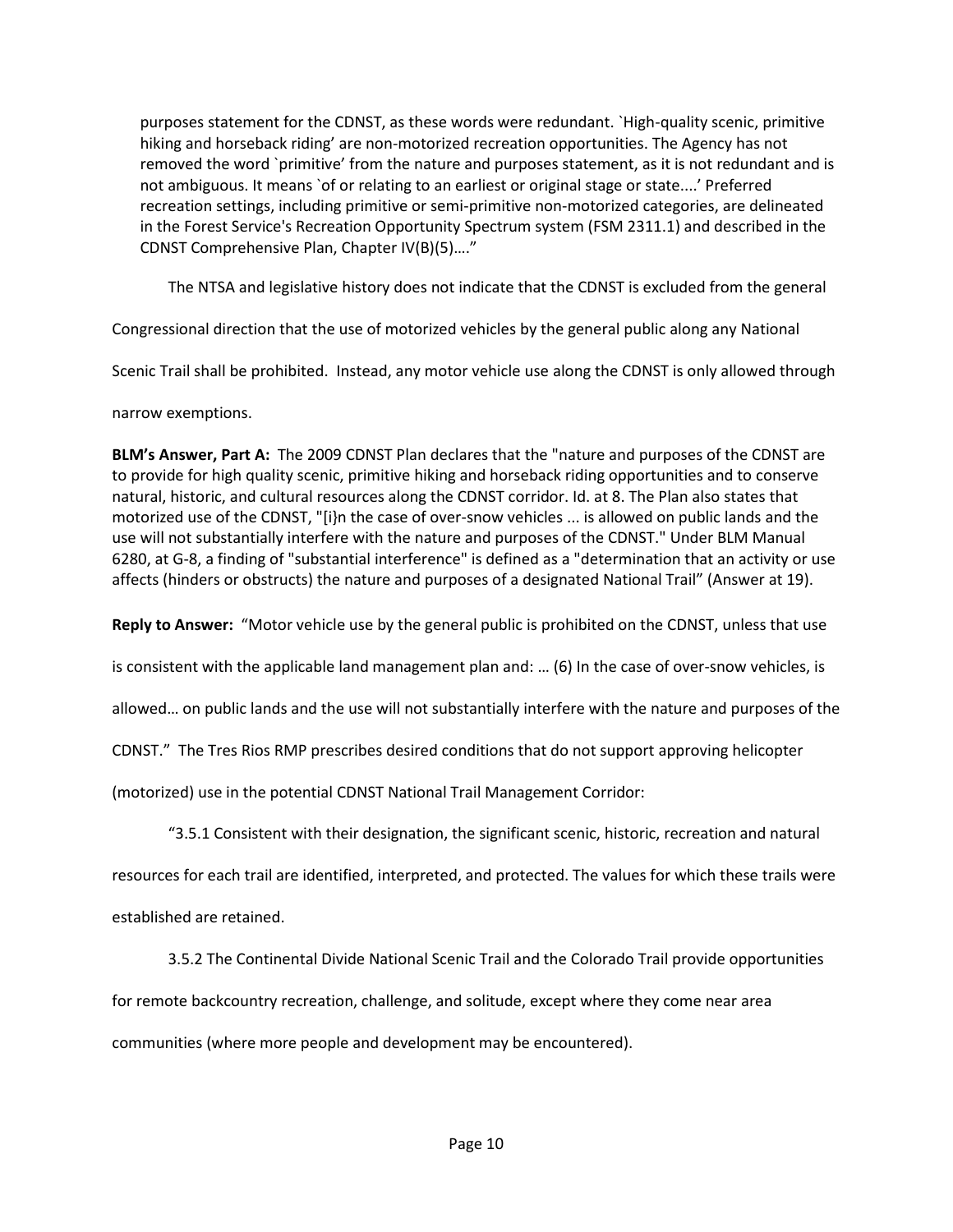> purposes statement for the CDNST, as these words were redundant. `High-quality scenic, primitive hiking and horseback riding' are non-motorized recreation opportunities. The Agency has not removed the word `primitive' from the nature and purposes statement, as it is not redundant and is not ambiguous. It means `of or relating to an earliest or original stage or state....' Preferred recreation settings, including primitive or semi-primitive non-motorized categories, are delineated in the Forest Service's Recreation Opportunity Spectrum system (FSM 2311.1) and described in the CDNST Comprehensive Plan, Chapter IV(B)(5)…."

The NTSA and legislative history does not indicate that the CDNST is excluded from the general Congressional direction that the use of motorized vehicles by the general public along any National Scenic Trail shall be prohibited. Instead, any motor vehicle use along the CDNST is only allowed through narrow exemptions.

**BLM's Answer, Part A:** The 2009 CDNST Plan declares that the "nature and purposes of the CDNST are to provide for high quality scenic, primitive hiking and horseback riding opportunities and to conserve natural, historic, and cultural resources along the CDNST corridor. Id. at 8. The Plan also states that motorized use of the CDNST, "[i}n the case of over-snow vehicles ... is allowed on public lands and the use will not substantially interfere with the nature and purposes of the CDNST." Under BLM Manual 6280, at G-8, a finding of "substantial interference" is defined as a "determination that an activity or use affects (hinders or obstructs) the nature and purposes of a designated National Trail" (Answer at 19).

**Reply to Answer:** "Motor vehicle use by the general public is prohibited on the CDNST, unless that use is consistent with the applicable land management plan and: … (6) In the case of over-snow vehicles, is allowed… on public lands and the use will not substantially interfere with the nature and purposes of the CDNST." The Tres Rios RMP prescribes desired conditions that do not support approving helicopter (motorized) use in the potential CDNST National Trail Management Corridor:

"3.5.1 Consistent with their designation, the significant scenic, historic, recreation and natural resources for each trail are identified, interpreted, and protected. The values for which these trails were established are retained.

3.5.2 The Continental Divide National Scenic Trail and the Colorado Trail provide opportunities for remote backcountry recreation, challenge, and solitude, except where they come near area communities (where more people and development may be encountered).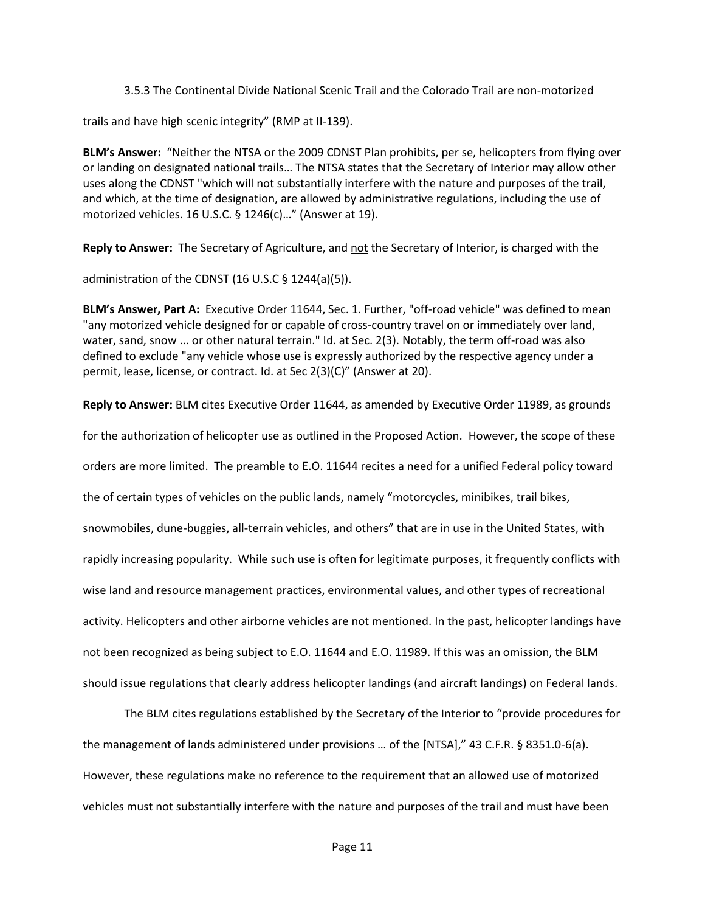3.5.3 The Continental Divide National Scenic Trail and the Colorado Trail are non-motorized trails and have high scenic integrity" (RMP at II-139).

**BLM's Answer:** "Neither the NTSA or the 2009 CDNST Plan prohibits, per se, helicopters from flying over or landing on designated national trails… The NTSA states that the Secretary of Interior may allow other uses along the CDNST "which will not substantially interfere with the nature and purposes of the trail, and which, at the time of designation, are allowed by administrative regulations, including the use of motorized vehicles. 16 U.S.C. § 1246(c)…" (Answer at 19).

**Reply to Answer:** The Secretary of Agriculture, and <u>not</u> the Secretary of Interior, is charged with the administration of the CDNST (16 U.S.C § 1244(a)(5)).

**BLM's Answer, Part A:** Executive Order 11644, Sec. 1. Further, "off-road vehicle" was defined to mean "any motorized vehicle designed for or capable of cross-country travel on or immediately over land, water, sand, snow ... or other natural terrain." Id. at Sec. 2(3). Notably, the term off-road was also defined to exclude "any vehicle whose use is expressly authorized by the respective agency under a permit, lease, license, or contract. Id. at Sec 2(3)(C)" (Answer at 20).

**Reply to Answer:** BLM cites Executive Order 11644, as amended by Executive Order 11989, as grounds for the authorization of helicopter use as outlined in the Proposed Action. However, the scope of these orders are more limited. The preamble to E.O. 11644 recites a need for a unified Federal policy toward the of certain types of vehicles on the public lands, namely "motorcycles, minibikes, trail bikes, snowmobiles, dune-buggies, all-terrain vehicles, and others" that are in use in the United States, with rapidly increasing popularity. While such use is often for legitimate purposes, it frequently conflicts with wise land and resource management practices, environmental values, and other types of recreational activity. Helicopters and other airborne vehicles are not mentioned. In the past, helicopter landings have not been recognized as being subject to E.O. 11644 and E.O. 11989. If this was an omission, the BLM should issue regulations that clearly address helicopter landings (and aircraft landings) on Federal lands.

The BLM cites regulations established by the Secretary of the Interior to "provide procedures for the management of lands administered under provisions … of the [NTSA]," 43 C.F.R. § 8351.0-6(a). However, these regulations make no reference to the requirement that an allowed use of motorized vehicles must not substantially interfere with the nature and purposes of the trail and must have been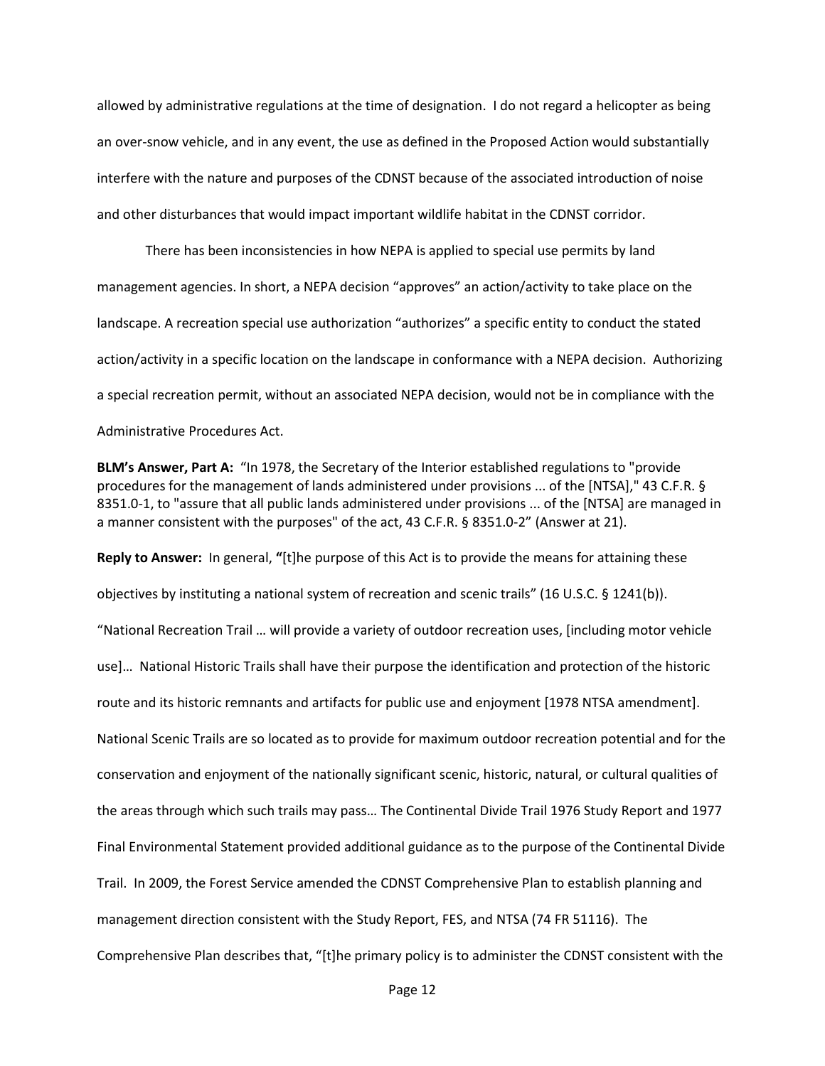allowed by administrative regulations at the time of designation. I do not regard a helicopter as being an over-snow vehicle, and in any event, the use as defined in the Proposed Action would substantially interfere with the nature and purposes of the CDNST because of the associated introduction of noise and other disturbances that would impact important wildlife habitat in the CDNST corridor.

There has been inconsistencies in how NEPA is applied to special use permits by land management agencies. In short, a NEPA decision "approves" an action/activity to take place on the landscape. A recreation special use authorization "authorizes" a specific entity to conduct the stated action/activity in a specific location on the landscape in conformance with a NEPA decision. Authorizing a special recreation permit, without an associated NEPA decision, would not be in compliance with the Administrative Procedures Act.

**BLM's Answer, Part A:** "In 1978, the Secretary of the Interior established regulations to "provide procedures for the management of lands administered under provisions ... of the [NTSA]," 43 C.F.R. § 8351.0-1, to "assure that all public lands administered under provisions ... of the [NTSA] are managed in a manner consistent with the purposes" of the act, 43 C.F.R. § 8351.0-2" (Answer at 21).

**Reply to Answer:** In general, **"**[t]he purpose of this Act is to provide the means for attaining these objectives by instituting a national system of recreation and scenic trails" (16 U.S.C. § 1241(b)). "National Recreation Trail … will provide a variety of outdoor recreation uses, [including motor vehicle use]… National Historic Trails shall have their purpose the identification and protection of the historic route and its historic remnants and artifacts for public use and enjoyment [1978 NTSA amendment]. National Scenic Trails are so located as to provide for maximum outdoor recreation potential and for the conservation and enjoyment of the nationally significant scenic, historic, natural, or cultural qualities of the areas through which such trails may pass… The Continental Divide Trail 1976 Study Report and 1977 Final Environmental Statement provided additional guidance as to the purpose of the Continental Divide Trail. In 2009, the Forest Service amended the CDNST Comprehensive Plan to establish planning and management direction consistent with the Study Report, FES, and NTSA (74 FR 51116). The Comprehensive Plan describes that, "[t]he primary policy is to administer the CDNST consistent with the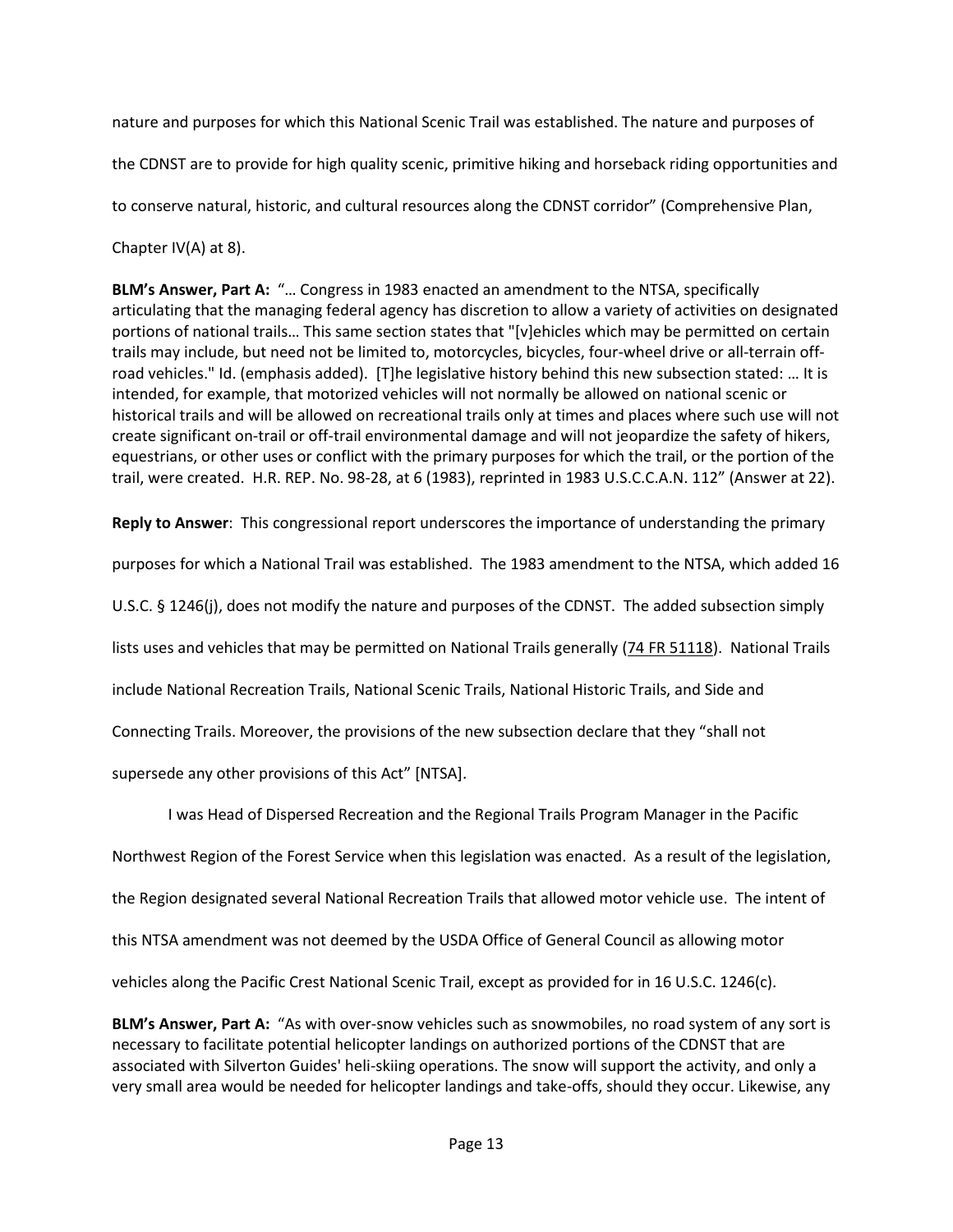nature and purposes for which this National Scenic Trail was established. The nature and purposes of the CDNST are to provide for high quality scenic, primitive hiking and horseback riding opportunities and to conserve natural, historic, and cultural resources along the CDNST corridor" (Comprehensive Plan, Chapter IV(A) at 8).

**BLM's Answer, Part A:** "… Congress in 1983 enacted an amendment to the NTSA, specifically articulating that the managing federal agency has discretion to allow a variety of activities on designated portions of national trails… This same section states that "[v]ehicles which may be permitted on certain trails may include, but need not be limited to, motorcycles, bicycles, four-wheel drive or all-terrain off-road vehicles." Id. (emphasis added). [T]he legislative history behind this new subsection stated: … It is intended, for example, that motorized vehicles will not normally be allowed on national scenic or historical trails and will be allowed on recreational trails only at times and places where such use will not create significant on-trail or off-trail environmental damage and will not jeopardize the safety of hikers, equestrians, or other uses or conflict with the primary purposes for which the trail, or the portion of the trail, were created. H.R. REP. No. 98-28, at 6 (1983), reprinted in 1983 U.S.C.C.A.N. 112" (Answer at 22).

**Reply to Answer**: This congressional report underscores the importance of understanding the primary purposes for which a National Trail was established. The 1983 amendment to the NTSA, which added 16 U.S.C. § 1246(j), does not modify the nature and purposes of the CDNST. The added subsection simply lists uses and vehicles that may be permitted on National Trails generally (74 FR 51118). National Trails include National Recreation Trails, National Scenic Trails, National Historic Trails, and Side and Connecting Trails. Moreover, the provisions of the new subsection declare that they "shall not supersede any other provisions of this Act" [NTSA].

I was Head of Dispersed Recreation and the Regional Trails Program Manager in the Pacific Northwest Region of the Forest Service when this legislation was enacted. As a result of the legislation, the Region designated several National Recreation Trails that allowed motor vehicle use. The intent of this NTSA amendment was not deemed by the USDA Office of General Council as allowing motor vehicles along the Pacific Crest National Scenic Trail, except as provided for in 16 U.S.C. 1246(c).

**BLM's Answer, Part A:** "As with over-snow vehicles such as snowmobiles, no road system of any sort is necessary to facilitate potential helicopter landings on authorized portions of the CDNST that are associated with Silverton Guides' heli-skiing operations. The snow will support the activity, and only a very small area would be needed for helicopter landings and take-offs, should they occur. Likewise, any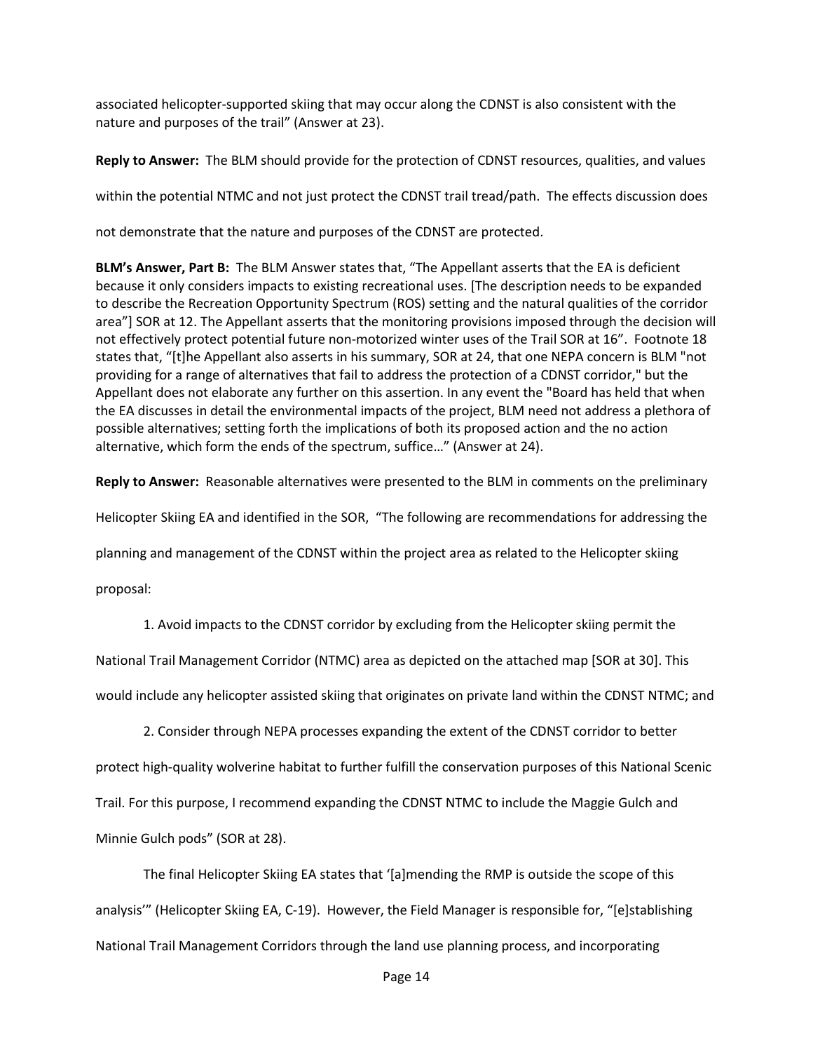associated helicopter-supported skiing that may occur along the CDNST is also consistent with the nature and purposes of the trail" (Answer at 23).

**Reply to Answer:** The BLM should provide for the protection of CDNST resources, qualities, and values within the potential NTMC and not just protect the CDNST trail tread/path. The effects discussion does not demonstrate that the nature and purposes of the CDNST are protected.

**BLM's Answer, Part B:** The BLM Answer states that, "The Appellant asserts that the EA is deficient because it only considers impacts to existing recreational uses. [The description needs to be expanded to describe the Recreation Opportunity Spectrum (ROS) setting and the natural qualities of the corridor area"] SOR at 12. The Appellant asserts that the monitoring provisions imposed through the decision will not effectively protect potential future non-motorized winter uses of the Trail SOR at 16". Footnote 18 states that, "[t]he Appellant also asserts in his summary, SOR at 24, that one NEPA concern is BLM "not providing for a range of alternatives that fail to address the protection of a CDNST corridor," but the Appellant does not elaborate any further on this assertion. In any event the "Board has held that when the EA discusses in detail the environmental impacts of the project, BLM need not address a plethora of possible alternatives; setting forth the implications of both its proposed action and the no action alternative, which form the ends of the spectrum, suffice…" (Answer at 24).

**Reply to Answer:** Reasonable alternatives were presented to the BLM in comments on the preliminary Helicopter Skiing EA and identified in the SOR, "The following are recommendations for addressing the planning and management of the CDNST within the project area as related to the Helicopter skiing proposal:

1. Avoid impacts to the CDNST corridor by excluding from the Helicopter skiing permit the National Trail Management Corridor (NTMC) area as depicted on the attached map [SOR at 30]. This would include any helicopter assisted skiing that originates on private land within the CDNST NTMC; and

2. Consider through NEPA processes expanding the extent of the CDNST corridor to better protect high-quality wolverine habitat to further fulfill the conservation purposes of this National Scenic Trail. For this purpose, I recommend expanding the CDNST NTMC to include the Maggie Gulch and Minnie Gulch pods" (SOR at 28).

The final Helicopter Skiing EA states that '[a]mending the RMP is outside the scope of this analysis'" (Helicopter Skiing EA, C-19). However, the Field Manager is responsible for, "[e]stablishing National Trail Management Corridors through the land use planning process, and incorporating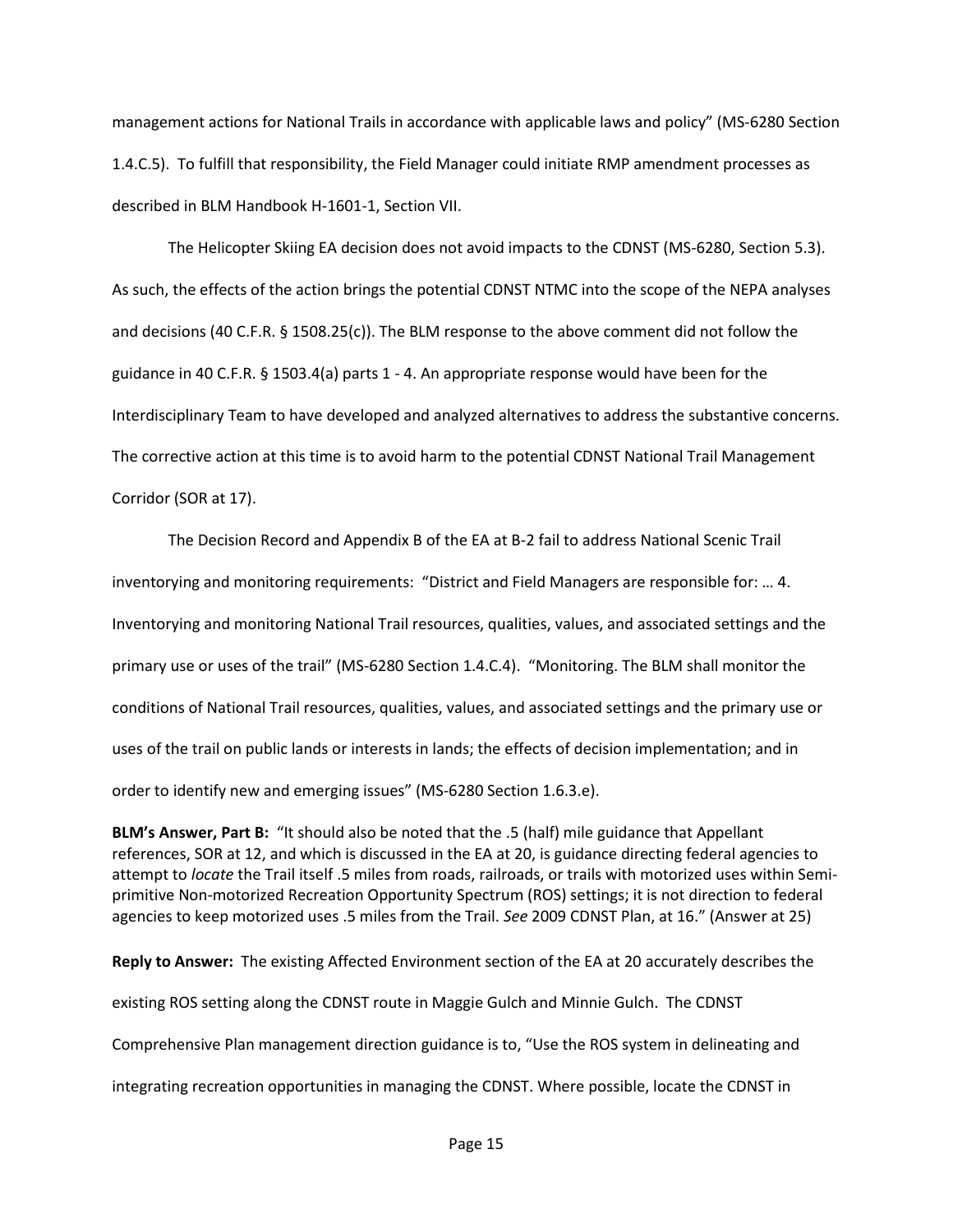management actions for National Trails in accordance with applicable laws and policy" (MS-6280 Section 1.4.C.5). To fulfill that responsibility, the Field Manager could initiate RMP amendment processes as described in BLM Handbook H-1601-1, Section VII.

The Helicopter Skiing EA decision does not avoid impacts to the CDNST (MS-6280, Section 5.3). As such, the effects of the action brings the potential CDNST NTMC into the scope of the NEPA analyses and decisions (40 C.F.R. § 1508.25(c)). The BLM response to the above comment did not follow the guidance in 40 C.F.R. § 1503.4(a) parts 1 - 4. An appropriate response would have been for the Interdisciplinary Team to have developed and analyzed alternatives to address the substantive concerns. The corrective action at this time is to avoid harm to the potential CDNST National Trail Management Corridor (SOR at 17).

The Decision Record and Appendix B of the EA at B-2 fail to address National Scenic Trail inventorying and monitoring requirements: "District and Field Managers are responsible for: … 4. Inventorying and monitoring National Trail resources, qualities, values, and associated settings and the primary use or uses of the trail" (MS-6280 Section 1.4.C.4). "Monitoring. The BLM shall monitor the conditions of National Trail resources, qualities, values, and associated settings and the primary use or uses of the trail on public lands or interests in lands; the effects of decision implementation; and in order to identify new and emerging issues" (MS-6280 Section 1.6.3.e).

**BLM's Answer, Part B:** "It should also be noted that the .5 (half) mile guidance that Appellant references, SOR at 12, and which is discussed in the EA at 20, is guidance directing federal agencies to attempt to *locate* the Trail itself .5 miles from roads, railroads, or trails with motorized uses within Semi-primitive Non-motorized Recreation Opportunity Spectrum (ROS) settings; it is not direction to federal agencies to keep motorized uses .5 miles from the Trail. *See* 2009 CDNST Plan, at 16." (Answer at 25)

**Reply to Answer:** The existing Affected Environment section of the EA at 20 accurately describes the existing ROS setting along the CDNST route in Maggie Gulch and Minnie Gulch. The CDNST Comprehensive Plan management direction guidance is to, "Use the ROS system in delineating and integrating recreation opportunities in managing the CDNST. Where possible, locate the CDNST in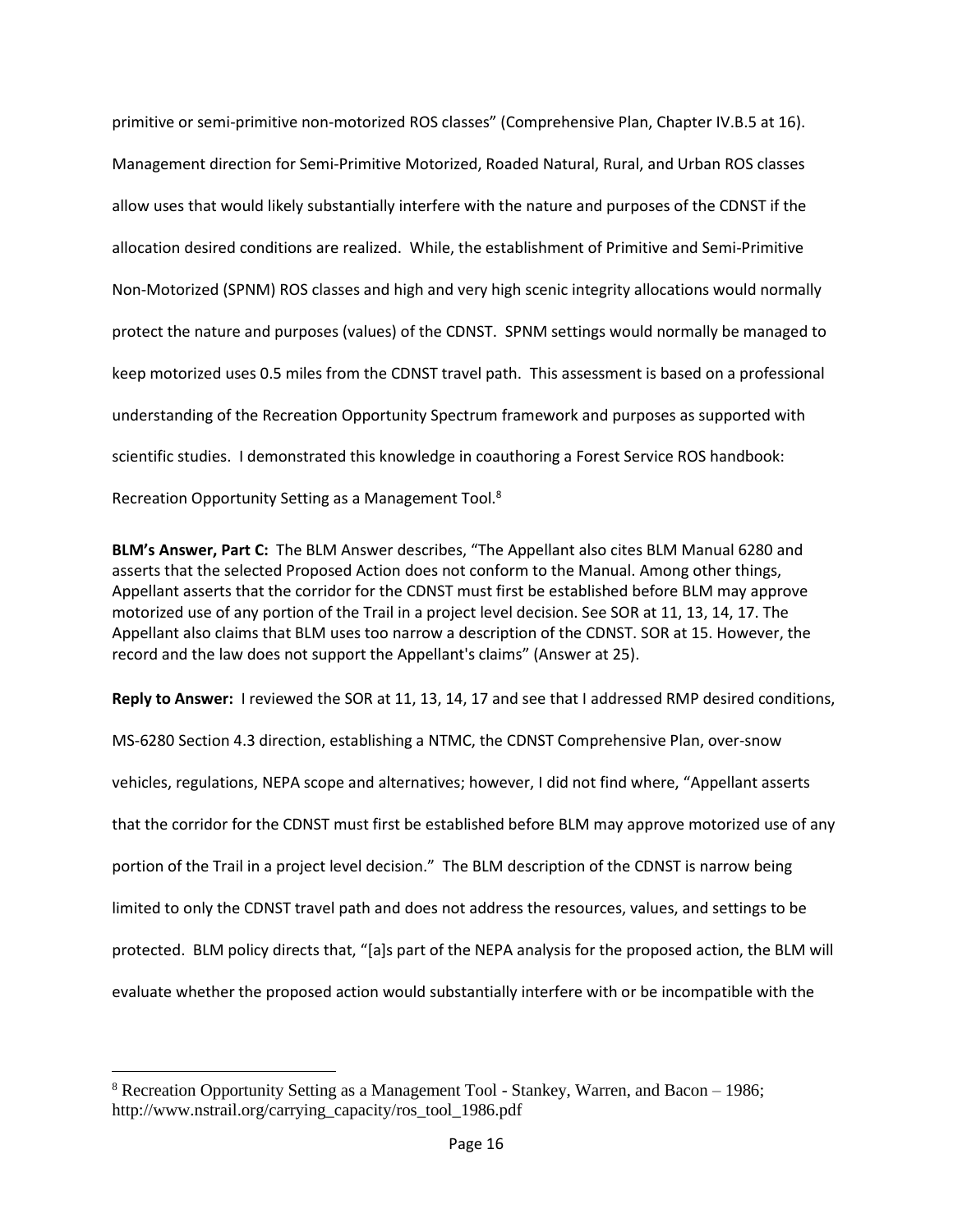primitive or semi-primitive non-motorized ROS classes" (Comprehensive Plan, Chapter IV.B.5 at 16). Management direction for Semi-Primitive Motorized, Roaded Natural, Rural, and Urban ROS classes allow uses that would likely substantially interfere with the nature and purposes of the CDNST if the allocation desired conditions are realized. While, the establishment of Primitive and Semi-Primitive Non-Motorized (SPNM) ROS classes and high and very high scenic integrity allocations would normally protect the nature and purposes (values) of the CDNST. SPNM settings would normally be managed to keep motorized uses 0.5 miles from the CDNST travel path. This assessment is based on a professional understanding of the Recreation Opportunity Spectrum framework and purposes as supported with scientific studies. I demonstrated this knowledge in coauthoring a Forest Service ROS handbook: Recreation Opportunity Setting as a Management Tool.[8]

**BLM's Answer, Part C:** The BLM Answer describes, "The Appellant also cites BLM Manual 6280 and asserts that the selected Proposed Action does not conform to the Manual. Among other things, Appellant asserts that the corridor for the CDNST must first be established before BLM may approve motorized use of any portion of the Trail in a project level decision. See SOR at 11, 13, 14, 17. The Appellant also claims that BLM uses too narrow a description of the CDNST. SOR at 15. However, the record and the law does not support the Appellant's claims" (Answer at 25).

**Reply to Answer:** I reviewed the SOR at 11, 13, 14, 17 and see that I addressed RMP desired conditions, MS-6280 Section 4.3 direction, establishing a NTMC, the CDNST Comprehensive Plan, over-snow vehicles, regulations, NEPA scope and alternatives; however, I did not find where, "Appellant asserts that the corridor for the CDNST must first be established before BLM may approve motorized use of any portion of the Trail in a project level decision." The BLM description of the CDNST is narrow being limited to only the CDNST travel path and does not address the resources, values, and settings to be protected. BLM policy directs that, "[a]s part of the NEPA analysis for the proposed action, the BLM will evaluate whether the proposed action would substantially interfere with or be incompatible with the

---

[8] Recreation Opportunity Setting as a Management Tool - Stankey, Warren, and Bacon – 1986; http://www.nstrail.org/carrying_capacity/ros_tool_1986.pdf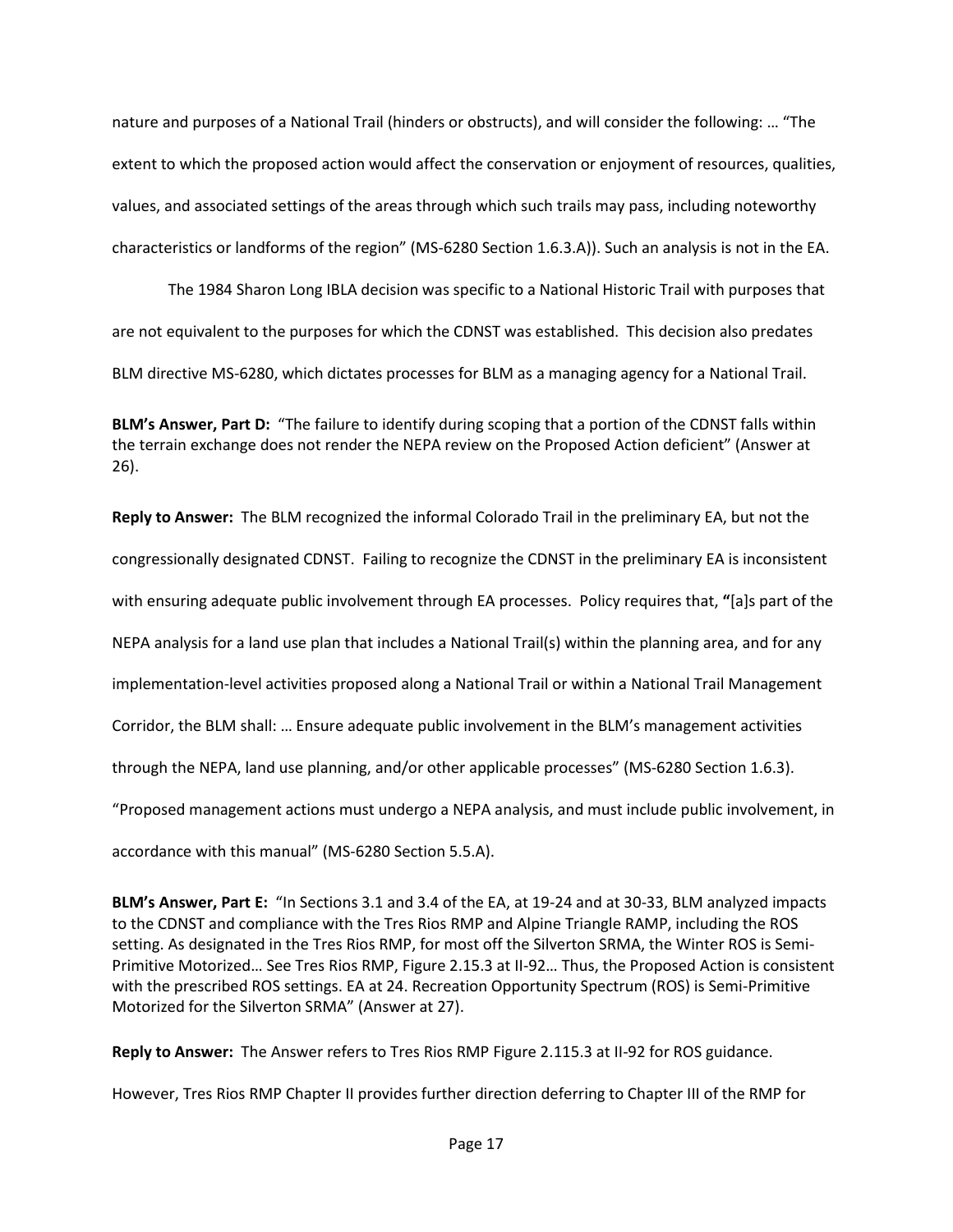nature and purposes of a National Trail (hinders or obstructs), and will consider the following: … "The extent to which the proposed action would affect the conservation or enjoyment of resources, qualities, values, and associated settings of the areas through which such trails may pass, including noteworthy characteristics or landforms of the region" (MS-6280 Section 1.6.3.A)). Such an analysis is not in the EA.

The 1984 Sharon Long IBLA decision was specific to a National Historic Trail with purposes that are not equivalent to the purposes for which the CDNST was established. This decision also predates BLM directive MS-6280, which dictates processes for BLM as a managing agency for a National Trail.

**BLM's Answer, Part D:** "The failure to identify during scoping that a portion of the CDNST falls within the terrain exchange does not render the NEPA review on the Proposed Action deficient" (Answer at 26).

**Reply to Answer:** The BLM recognized the informal Colorado Trail in the preliminary EA, but not the congressionally designated CDNST. Failing to recognize the CDNST in the preliminary EA is inconsistent with ensuring adequate public involvement through EA processes. Policy requires that, **"**[a]s part of the NEPA analysis for a land use plan that includes a National Trail(s) within the planning area, and for any implementation-level activities proposed along a National Trail or within a National Trail Management Corridor, the BLM shall: … Ensure adequate public involvement in the BLM's management activities through the NEPA, land use planning, and/or other applicable processes" (MS-6280 Section 1.6.3). "Proposed management actions must undergo a NEPA analysis, and must include public involvement, in accordance with this manual" (MS-6280 Section 5.5.A).

**BLM's Answer, Part E:** "In Sections 3.1 and 3.4 of the EA, at 19-24 and at 30-33, BLM analyzed impacts to the CDNST and compliance with the Tres Rios RMP and Alpine Triangle RAMP, including the ROS setting. As designated in the Tres Rios RMP, for most off the Silverton SRMA, the Winter ROS is Semi-Primitive Motorized… See Tres Rios RMP, Figure 2.15.3 at II-92… Thus, the Proposed Action is consistent with the prescribed ROS settings. EA at 24. Recreation Opportunity Spectrum (ROS) is Semi-Primitive Motorized for the Silverton SRMA" (Answer at 27).

**Reply to Answer:** The Answer refers to Tres Rios RMP Figure 2.115.3 at II-92 for ROS guidance. However, Tres Rios RMP Chapter II provides further direction deferring to Chapter III of the RMP for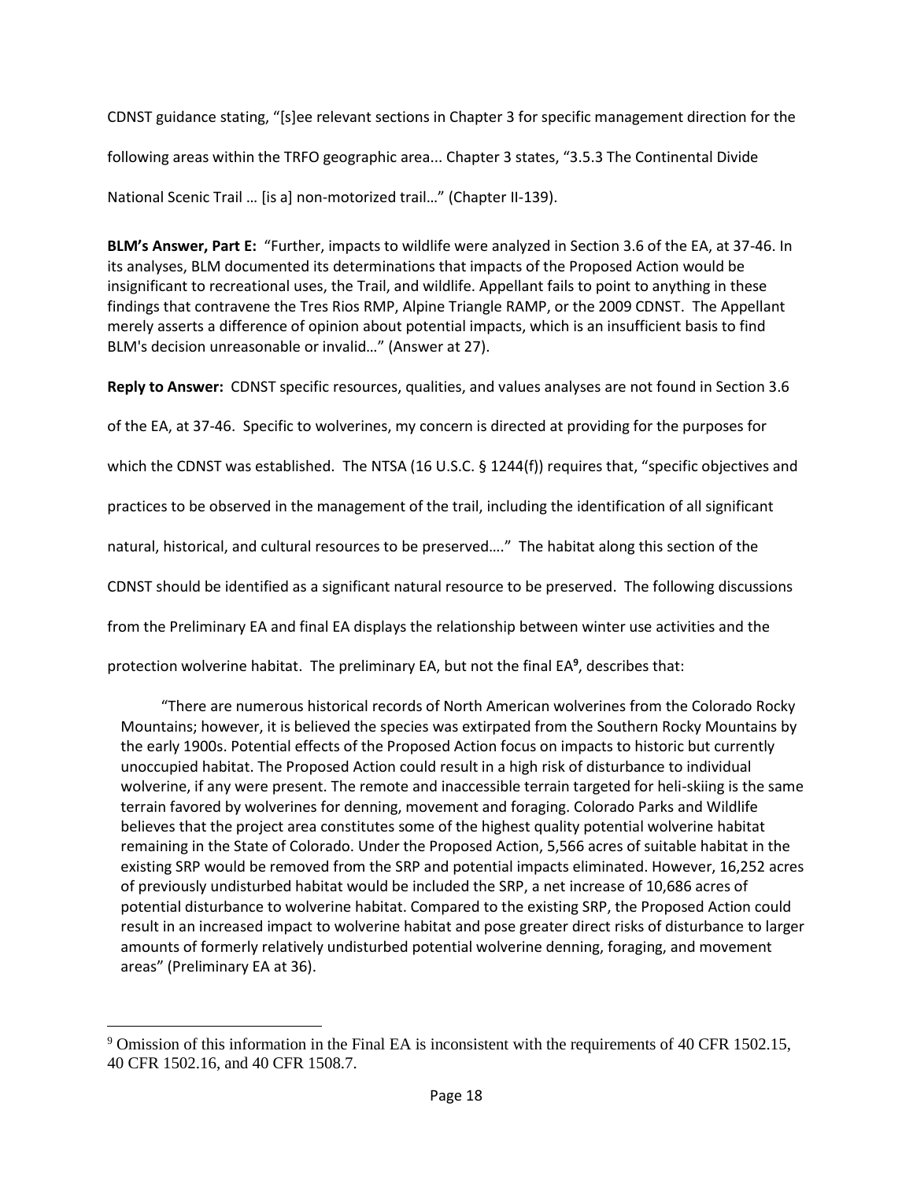CDNST guidance stating, "[s]ee relevant sections in Chapter 3 for specific management direction for the following areas within the TRFO geographic area... Chapter 3 states, "3.5.3 The Continental Divide National Scenic Trail … [is a] non-motorized trail…" (Chapter II-139).

**BLM's Answer, Part E:** "Further, impacts to wildlife were analyzed in Section 3.6 of the EA, at 37-46. In its analyses, BLM documented its determinations that impacts of the Proposed Action would be insignificant to recreational uses, the Trail, and wildlife. Appellant fails to point to anything in these findings that contravene the Tres Rios RMP, Alpine Triangle RAMP, or the 2009 CDNST. The Appellant merely asserts a difference of opinion about potential impacts, which is an insufficient basis to find BLM's decision unreasonable or invalid…" (Answer at 27).

**Reply to Answer:** CDNST specific resources, qualities, and values analyses are not found in Section 3.6 of the EA, at 37-46. Specific to wolverines, my concern is directed at providing for the purposes for which the CDNST was established. The NTSA (16 U.S.C. § 1244(f)) requires that, "specific objectives and practices to be observed in the management of the trail, including the identification of all significant natural, historical, and cultural resources to be preserved…." The habitat along this section of the CDNST should be identified as a significant natural resource to be preserved. The following discussions from the Preliminary EA and final EA displays the relationship between winter use activities and the protection wolverine habitat. The preliminary EA, but not the final EA[9], describes that:

> "There are numerous historical records of North American wolverines from the Colorado Rocky Mountains; however, it is believed the species was extirpated from the Southern Rocky Mountains by the early 1900s. Potential effects of the Proposed Action focus on impacts to historic but currently unoccupied habitat. The Proposed Action could result in a high risk of disturbance to individual wolverine, if any were present. The remote and inaccessible terrain targeted for heli-skiing is the same terrain favored by wolverines for denning, movement and foraging. Colorado Parks and Wildlife believes that the project area constitutes some of the highest quality potential wolverine habitat remaining in the State of Colorado. Under the Proposed Action, 5,566 acres of suitable habitat in the existing SRP would be removed from the SRP and potential impacts eliminated. However, 16,252 acres of previously undisturbed habitat would be included the SRP, a net increase of 10,686 acres of potential disturbance to wolverine habitat. Compared to the existing SRP, the Proposed Action could result in an increased impact to wolverine habitat and pose greater direct risks of disturbance to larger amounts of formerly relatively undisturbed potential wolverine denning, foraging, and movement areas" (Preliminary EA at 36).

---

[9] Omission of this information in the Final EA is inconsistent with the requirements of 40 CFR 1502.15, 40 CFR 1502.16, and 40 CFR 1508.7.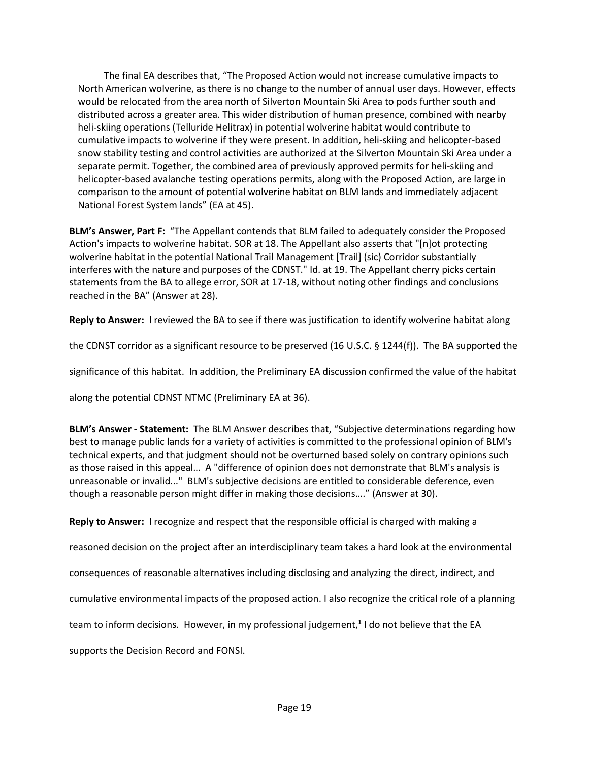The final EA describes that, "The Proposed Action would not increase cumulative impacts to North American wolverine, as there is no change to the number of annual user days. However, effects would be relocated from the area north of Silverton Mountain Ski Area to pods further south and distributed across a greater area. This wider distribution of human presence, combined with nearby heli-skiing operations (Telluride Helitrax) in potential wolverine habitat would contribute to cumulative impacts to wolverine if they were present. In addition, heli-skiing and helicopter-based snow stability testing and control activities are authorized at the Silverton Mountain Ski Area under a separate permit. Together, the combined area of previously approved permits for heli-skiing and helicopter-based avalanche testing operations permits, along with the Proposed Action, are large in comparison to the amount of potential wolverine habitat on BLM lands and immediately adjacent National Forest System lands" (EA at 45).

**BLM's Answer, Part F:** "The Appellant contends that BLM failed to adequately consider the Proposed Action's impacts to wolverine habitat. SOR at 18. The Appellant also asserts that "[n]ot protecting wolverine habitat in the potential National Trail Management ~~[Trail]~~ (sic) Corridor substantially interferes with the nature and purposes of the CDNST." Id. at 19. The Appellant cherry picks certain statements from the BA to allege error, SOR at 17-18, without noting other findings and conclusions reached in the BA" (Answer at 28).

**Reply to Answer:** I reviewed the BA to see if there was justification to identify wolverine habitat along the CDNST corridor as a significant resource to be preserved (16 U.S.C. § 1244(f)). The BA supported the significance of this habitat. In addition, the Preliminary EA discussion confirmed the value of the habitat along the potential CDNST NTMC (Preliminary EA at 36).

**BLM's Answer - Statement:** The BLM Answer describes that, "Subjective determinations regarding how best to manage public lands for a variety of activities is committed to the professional opinion of BLM's technical experts, and that judgment should not be overturned based solely on contrary opinions such as those raised in this appeal… A "difference of opinion does not demonstrate that BLM's analysis is unreasonable or invalid..." BLM's subjective decisions are entitled to considerable deference, even though a reasonable person might differ in making those decisions…." (Answer at 30).

**Reply to Answer:** I recognize and respect that the responsible official is charged with making a reasoned decision on the project after an interdisciplinary team takes a hard look at the environmental consequences of reasonable alternatives including disclosing and analyzing the direct, indirect, and cumulative environmental impacts of the proposed action. I also recognize the critical role of a planning team to inform decisions. However, in my professional judgement,[1] I do not believe that the EA supports the Decision Record and FONSI.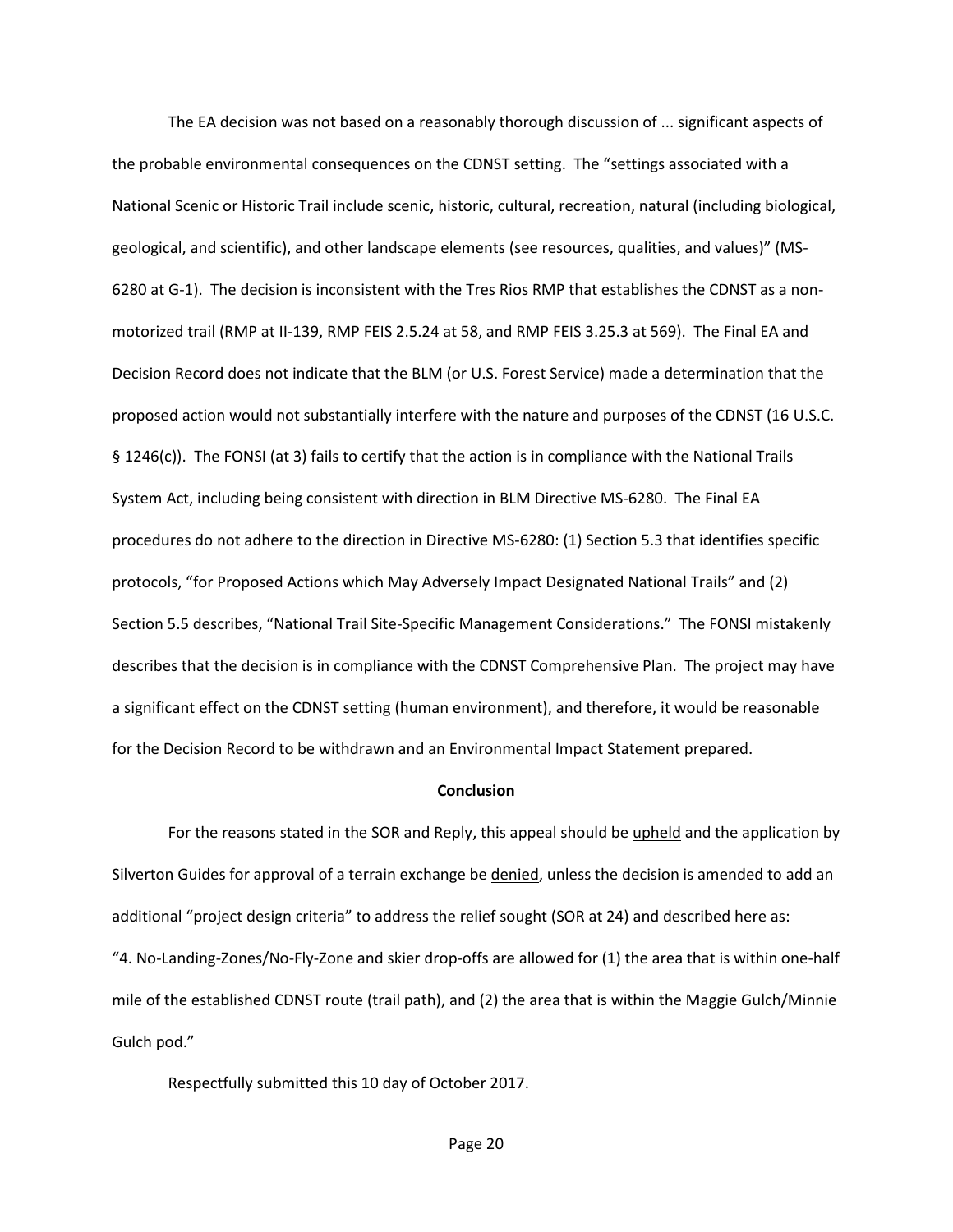The EA decision was not based on a reasonably thorough discussion of ... significant aspects of the probable environmental consequences on the CDNST setting. The "settings associated with a National Scenic or Historic Trail include scenic, historic, cultural, recreation, natural (including biological, geological, and scientific), and other landscape elements (see resources, qualities, and values)" (MS-6280 at G-1). The decision is inconsistent with the Tres Rios RMP that establishes the CDNST as a non-motorized trail (RMP at II-139, RMP FEIS 2.5.24 at 58, and RMP FEIS 3.25.3 at 569). The Final EA and Decision Record does not indicate that the BLM (or U.S. Forest Service) made a determination that the proposed action would not substantially interfere with the nature and purposes of the CDNST (16 U.S.C. § 1246(c)). The FONSI (at 3) fails to certify that the action is in compliance with the National Trails System Act, including being consistent with direction in BLM Directive MS-6280. The Final EA procedures do not adhere to the direction in Directive MS-6280: (1) Section 5.3 that identifies specific protocols, "for Proposed Actions which May Adversely Impact Designated National Trails" and (2) Section 5.5 describes, "National Trail Site-Specific Management Considerations." The FONSI mistakenly describes that the decision is in compliance with the CDNST Comprehensive Plan. The project may have a significant effect on the CDNST setting (human environment), and therefore, it would be reasonable for the Decision Record to be withdrawn and an Environmental Impact Statement prepared.

**Conclusion**

For the reasons stated in the SOR and Reply, this appeal should be <u>upheld</u> and the application by Silverton Guides for approval of a terrain exchange be <u>denied</u>, unless the decision is amended to add an additional "project design criteria" to address the relief sought (SOR at 24) and described here as: "4. No-Landing-Zones/No-Fly-Zone and skier drop-offs are allowed for (1) the area that is within one-half mile of the established CDNST route (trail path), and (2) the area that is within the Maggie Gulch/Minnie Gulch pod."

Respectfully submitted this 10 day of October 2017.